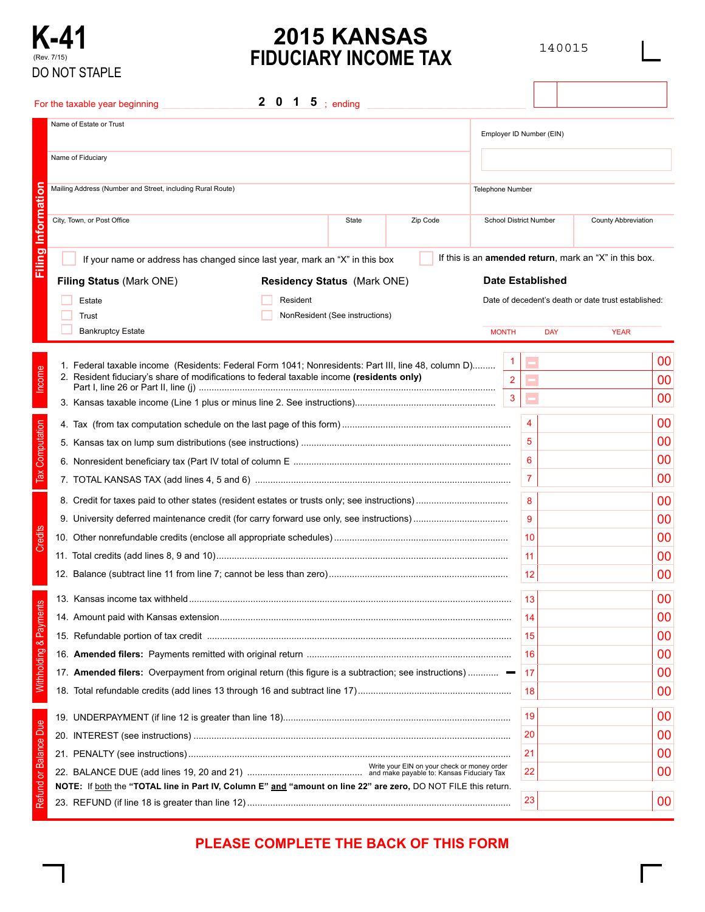# K-41

(Rev. 7/15)

DO NOT STAPLE

# 2015 KANSAS FIDUCIARY INCOME TAX

140015

For the taxable year beginning __________ 2 0 1 5 ; ending __________

## Filing Information

Name of Estate or Trust

Employer ID Number (EIN)

Name of Fiduciary

Mailing Address (Number and Street, including Rural Route)

Telephone Number

City, Town, or Post Office | State | Zip Code | School District Number | County Abbreviation

☐ If your name or address has changed since last year, mark an "X" in this box

☐ If this is an **amended return**, mark an "X" in this box.

**Filing Status** (Mark ONE)

- ☐ Estate
- ☐ Trust
- ☐ Bankruptcy Estate

**Residency Status** (Mark ONE)

- ☐ Resident
- ☐ NonResident (See instructions)

**Date Established**

Date of decedent's death or date trust established:

MONTH | DAY | YEAR

## Income

| | | |
|---|---|---|
| 1. Federal taxable income (Residents: Federal Form 1041; Nonresidents: Part III, line 48, column D) | 1 | 00 |
| 2. Resident fiduciary's share of modifications to federal taxable income **(residents only)** Part I, line 26 or Part II, line (j) | 2 | 00 |
| 3. Kansas taxable income (Line 1 plus or minus line 2. See instructions) | 3 | 00 |

## Tax Computation

| | | |
|---|---|---|
| 4. Tax (from tax computation schedule on the last page of this form) | 4 | 00 |
| 5. Kansas tax on lump sum distributions (see instructions) | 5 | 00 |
| 6. Nonresident beneficiary tax (Part IV total of column E | 6 | 00 |
| 7. TOTAL KANSAS TAX (add lines 4, 5 and 6) | 7 | 00 |

## Credits

| | | |
|---|---|---|
| 8. Credit for taxes paid to other states (resident estates or trusts only; see instructions) | 8 | 00 |
| 9. University deferred maintenance credit (for carry forward use only, see instructions) | 9 | 00 |
| 10. Other nonrefundable credits (enclose all appropriate schedules) | 10 | 00 |
| 11. Total credits (add lines 8, 9 and 10) | 11 | 00 |
| 12. Balance (subtract line 11 from line 7; cannot be less than zero) | 12 | 00 |

## Withholding & Payments

| | | |
|---|---|---|
| 13. Kansas income tax withheld | 13 | 00 |
| 14. Amount paid with Kansas extension | 14 | 00 |
| 15. Refundable portion of tax credit | 15 | 00 |
| 16. **Amended filers:** Payments remitted with original return | 16 | 00 |
| 17. **Amended filers:** Overpayment from original return (this figure is a subtraction; see instructions) – | 17 | 00 |
| 18. Total refundable credits (add lines 13 through 16 and subtract line 17) | 18 | 00 |

## Refund or Balance Due

| | | |
|---|---|---|
| 19. UNDERPAYMENT (if line 12 is greater than line 18) | 19 | 00 |
| 20. INTEREST (see instructions) | 20 | 00 |
| 21. PENALTY (see instructions) | 21 | 00 |
| 22. BALANCE DUE (add lines 19, 20 and 21) — Write your EIN on your check or money order and make payable to: Kansas Fiduciary Tax | 22 | 00 |

**NOTE:** If both the **"TOTAL line in Part IV, Column E"** **and** **"amount on line 22"** are zero, DO NOT FILE this return.

| | | |
|---|---|---|
| 23. REFUND (if line 18 is greater than line 12) | 23 | 00 |

**PLEASE COMPLETE THE BACK OF THIS FORM**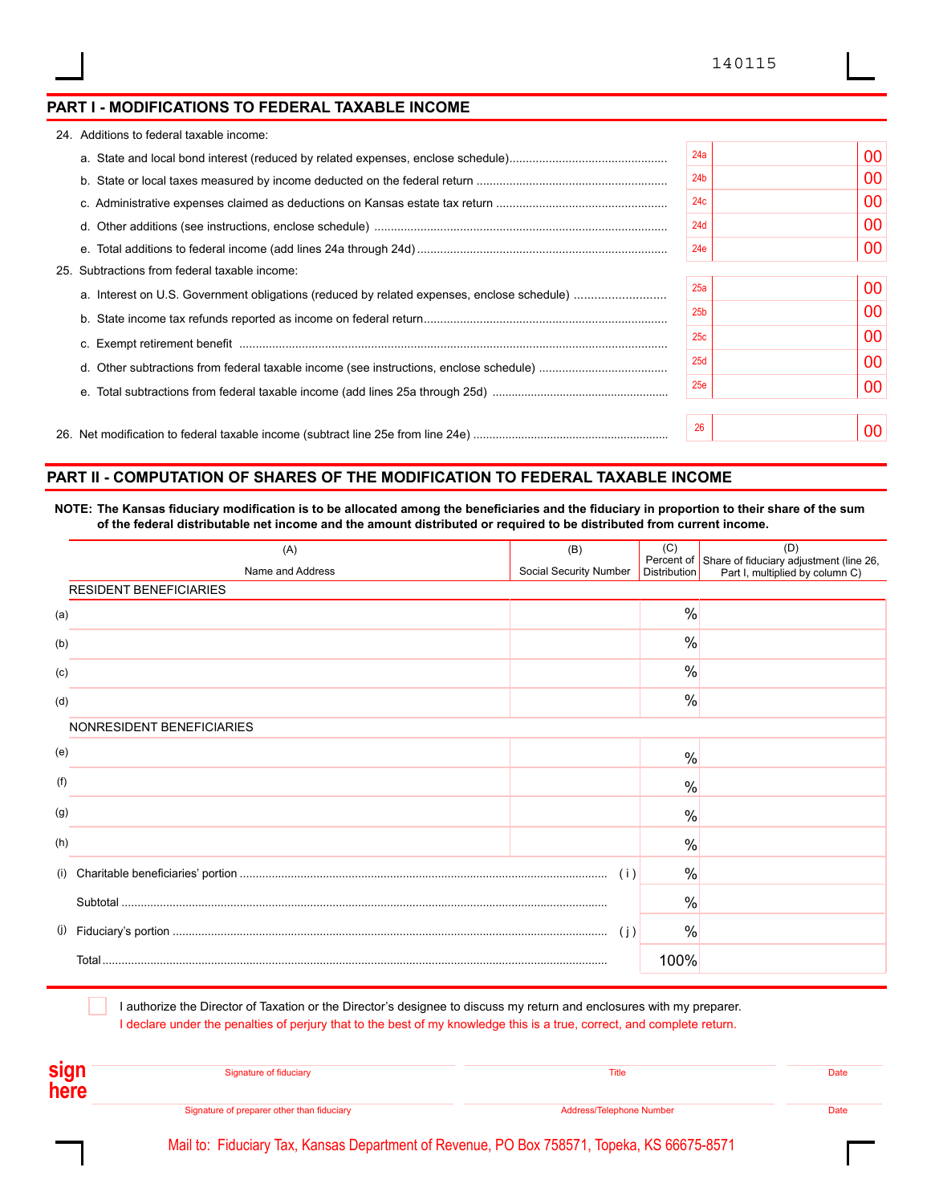140115

## PART I - MODIFICATIONS TO FEDERAL TAXABLE INCOME

24. Additions to federal taxable income:

| | | |
|---|---|---|
| a. State and local bond interest (reduced by related expenses, enclose schedule) | 24a | 00 |
| b. State or local taxes measured by income deducted on the federal return | 24b | 00 |
| c. Administrative expenses claimed as deductions on Kansas estate tax return | 24c | 00 |
| d. Other additions (see instructions, enclose schedule) | 24d | 00 |
| e. Total additions to federal income (add lines 24a through 24d) | 24e | 00 |

25. Subtractions from federal taxable income:

| | | |
|---|---|---|
| a. Interest on U.S. Government obligations (reduced by related expenses, enclose schedule) | 25a | 00 |
| b. State income tax refunds reported as income on federal return | 25b | 00 |
| c. Exempt retirement benefit | 25c | 00 |
| d. Other subtractions from federal taxable income (see instructions, enclose schedule) | 25d | 00 |
| e. Total subtractions from federal taxable income (add lines 25a through 25d) | 25e | 00 |

| | | |
|---|---|---|
| 26. Net modification to federal taxable income (subtract line 25e from line 24e) | 26 | 00 |

## PART II - COMPUTATION OF SHARES OF THE MODIFICATION TO FEDERAL TAXABLE INCOME

**NOTE: The Kansas fiduciary modification is to be allocated among the beneficiaries and the fiduciary in proportion to their share of the sum of the federal distributable net income and the amount distributed or required to be distributed from current income.**

| | (A) Name and Address | (B) Social Security Number | (C) Percent of Distribution | (D) Share of fiduciary adjustment (line 26, Part I, multiplied by column C) |
|---|---|---|---|---|
| | RESIDENT BENEFICIARIES | | | |
| (a) | | | % | |
| (b) | | | % | |
| (c) | | | % | |
| (d) | | | % | |
| | NONRESIDENT BENEFICIARIES | | | |
| (e) | | | % | |
| (f) | | | % | |
| (g) | | | % | |
| (h) | | | % | |
| (i) | Charitable beneficiaries' portion | ( i ) | % | |
| | Subtotal | | % | |
| (j) | Fiduciary's portion | ( j ) | % | |
| | Total | | 100% | |

☐ I authorize the Director of Taxation or the Director's designee to discuss my return and enclosures with my preparer.

I declare under the penalties of perjury that to the best of my knowledge this is a true, correct, and complete return.

**sign here**

| | | |
|---|---|---|
| Signature of fiduciary | Title | Date |
| Signature of preparer other than fiduciary | Address/Telephone Number | Date |

Mail to: Fiduciary Tax, Kansas Department of Revenue, PO Box 758571, Topeka, KS 66675-8571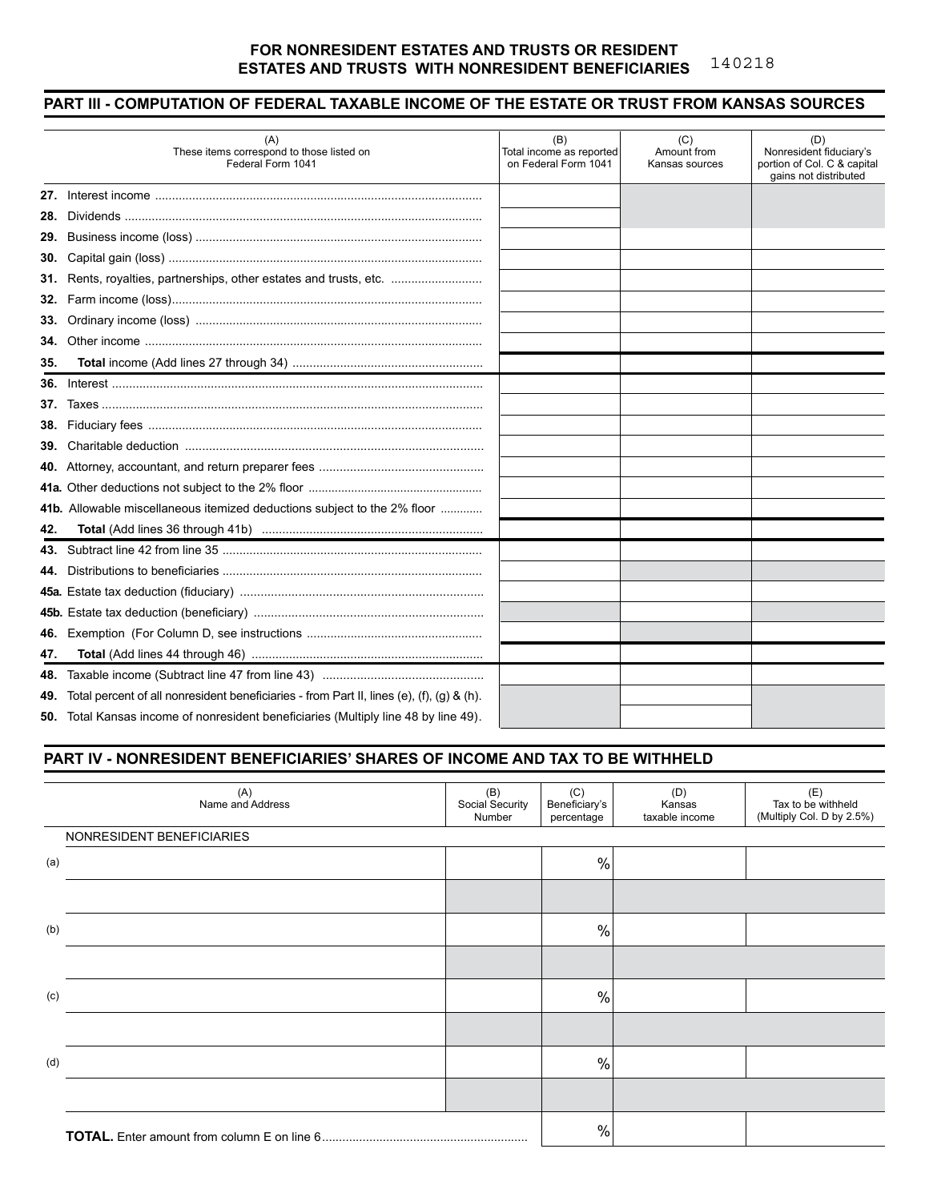**FOR NONRESIDENT ESTATES AND TRUSTS OR RESIDENT ESTATES AND TRUSTS WITH NONRESIDENT BENEFICIARIES** 140218

## PART III - COMPUTATION OF FEDERAL TAXABLE INCOME OF THE ESTATE OR TRUST FROM KANSAS SOURCES

| (A) These items correspond to those listed on Federal Form 1041 | (B) Total income as reported on Federal Form 1041 | (C) Amount from Kansas sources | (D) Nonresident fiduciary's portion of Col. C & capital gains not distributed |
|---|---|---|---|
| **27.** Interest income | | | |
| **28.** Dividends | | | |
| **29.** Business income (loss) | | | |
| **30.** Capital gain (loss) | | | |
| **31.** Rents, royalties, partnerships, other estates and trusts, etc. | | | |
| **32.** Farm income (loss) | | | |
| **33.** Ordinary income (loss) | | | |
| **34.** Other income | | | |
| **35. Total** income (Add lines 27 through 34) | | | |
| **36.** Interest | | | |
| **37.** Taxes | | | |
| **38.** Fiduciary fees | | | |
| **39.** Charitable deduction | | | |
| **40.** Attorney, accountant, and return preparer fees | | | |
| **41a.** Other deductions not subject to the 2% floor | | | |
| **41b.** Allowable miscellaneous itemized deductions subject to the 2% floor | | | |
| **42. Total** (Add lines 36 through 41b) | | | |
| **43.** Subtract line 42 from line 35 | | | |
| **44.** Distributions to beneficiaries | | | |
| **45a.** Estate tax deduction (fiduciary) | | | |
| **45b.** Estate tax deduction (beneficiary) | | | |
| **46.** Exemption (For Column D, see instructions | | | |
| **47. Total** (Add lines 44 through 46) | | | |
| **48.** Taxable income (Subtract line 47 from line 43) | | | |
| **49.** Total percent of all nonresident beneficiaries - from Part II, lines (e), (f), (g) & (h). | | | |
| **50.** Total Kansas income of nonresident beneficiaries (Multiply line 48 by line 49). | | | |

## PART IV - NONRESIDENT BENEFICIARIES' SHARES OF INCOME AND TAX TO BE WITHHELD

| | (A) Name and Address | (B) Social Security Number | (C) Beneficiary's percentage | (D) Kansas taxable income | (E) Tax to be withheld (Multiply Col. D by 2.5%) |
|---|---|---|---|---|---|
| | NONRESIDENT BENEFICIARIES | | | | |
| (a) | | | % | | |
| | | | | | |
| (b) | | | % | | |
| | | | | | |
| (c) | | | % | | |
| | | | | | |
| (d) | | | % | | |
| | | | | | |
| | **TOTAL.** Enter amount from column E on line 6 | | % | | |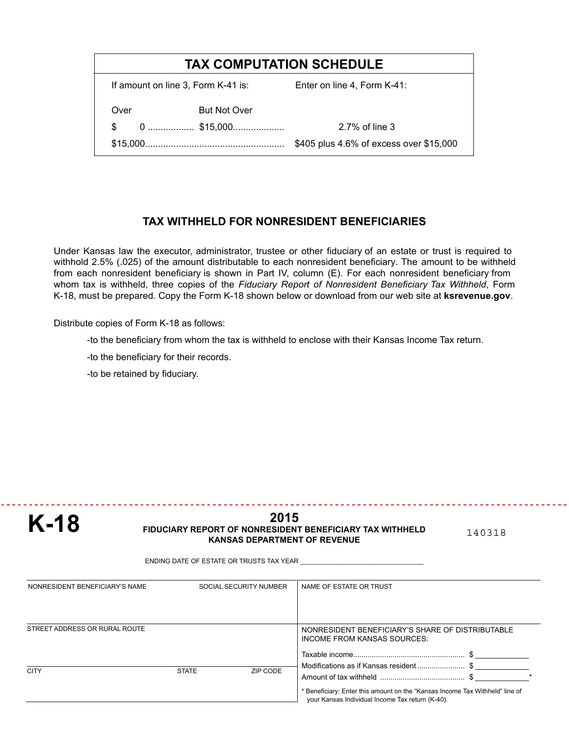## TAX COMPUTATION SCHEDULE

| If amount on line 3, Form K-41 is: | | Enter on line 4, Form K-41: |
|---|---|---|
| Over | But Not Over | |
| $ 0 | $15,000 | 2.7% of line 3 |
| $15,000 | | $405 plus 4.6% of excess over $15,000 |

## TAX WITHHELD FOR NONRESIDENT BENEFICIARIES

Under Kansas law the executor, administrator, trustee or other fiduciary of an estate or trust is required to withhold 2.5% (.025) of the amount distributable to each nonresident beneficiary. The amount to be withheld from each nonresident beneficiary is shown in Part IV, column (E). For each nonresident beneficiary from whom tax is withheld, three copies of the *Fiduciary Report of Nonresident Beneficiary Tax Withheld*, Form K-18, must be prepared. Copy the Form K-18 shown below or download from our web site at **ksrevenue.gov**.

Distribute copies of Form K-18 as follows:

- to the beneficiary from whom the tax is withheld to enclose with their Kansas Income Tax return.
- to the beneficiary for their records.
- to be retained by fiduciary.

---

**K-18**

**2015**

**FIDUCIARY REPORT OF NONRESIDENT BENEFICIARY TAX WITHHELD**

**KANSAS DEPARTMENT OF REVENUE**

140318

ENDING DATE OF ESTATE OR TRUSTS TAX YEAR ______________________________

| | | | |
|---|---|---|---|
| NONRESIDENT BENEFICIARY'S NAME | SOCIAL SECURITY NUMBER | | NAME OF ESTATE OR TRUST |
| STREET ADDRESS OR RURAL ROUTE | | | NONRESIDENT BENEFICIARY'S SHARE OF DISTRIBUTABLE INCOME FROM KANSAS SOURCES:<br>Taxable income $ ____________<br>Modifications as if Kansas resident $ ____________ |
| CITY | STATE | ZIP CODE | Amount of tax withheld $ ____________*<br>* Beneficiary: Enter this amount on the "Kansas Income Tax Withheld" line of your Kansas Individual Income Tax return (K-40). |